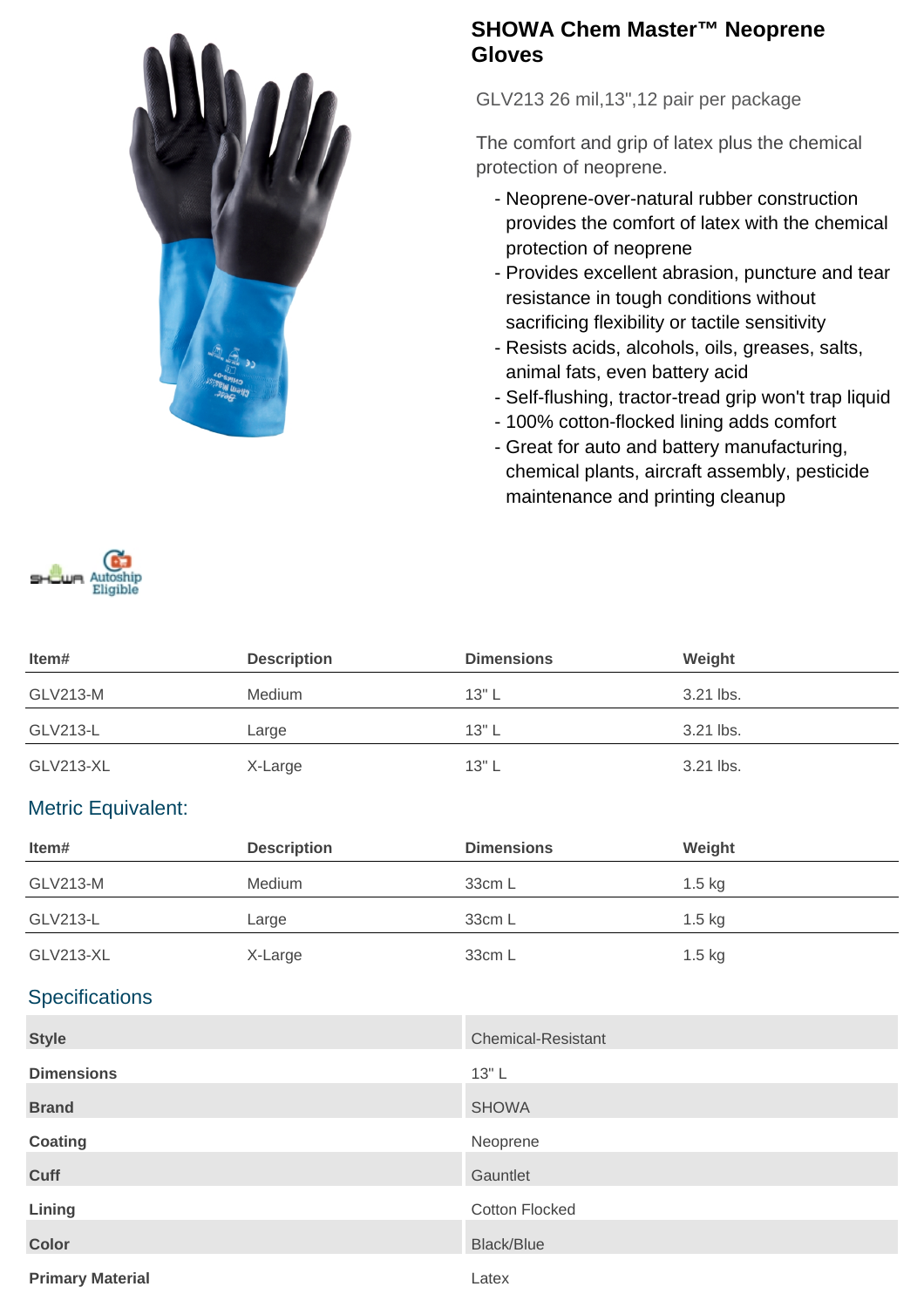# SHOWA Chem Master™ Neoprene Gloves

GLV213 26 mil,13",12 pair per package

The comfort and grip of latex plus the chemical protection of neoprene.

- Neoprene-over-natural rubber construction provides the comfort of latex with the chemical protection of neoprene
- Provides excellent abrasion, puncture and tear resistance in tough conditions without sacrificing flexibility or tactile sensitivity
- Resists acids, alcohols, oils, greases, salts, animal fats, even battery acid
- Self-flushing, tractor-tread grip won't trap liquid
- 100% cotton-flocked lining adds comfort
- Great for auto and battery manufacturing, chemical plants, aircraft assembly, pesticide maintenance and printing cleanup

SHOWA Autoship Eligible

| Item# | Description | Dimensions | Weight |
|---|---|---|---|
| GLV213-M | Medium | 13" L | 3.21 lbs. |
| GLV213-L | Large | 13" L | 3.21 lbs. |
| GLV213-XL | X-Large | 13" L | 3.21 lbs. |

## Metric Equivalent:

| Item# | Description | Dimensions | Weight |
|---|---|---|---|
| GLV213-M | Medium | 33cm L | 1.5 kg |
| GLV213-L | Large | 33cm L | 1.5 kg |
| GLV213-XL | X-Large | 33cm L | 1.5 kg |

## Specifications

| | |
|---|---|
| **Style** | Chemical-Resistant |
| **Dimensions** | 13" L |
| **Brand** | SHOWA |
| **Coating** | Neoprene |
| **Cuff** | Gauntlet |
| **Lining** | Cotton Flocked |
| **Color** | Black/Blue |
| **Primary Material** | Latex |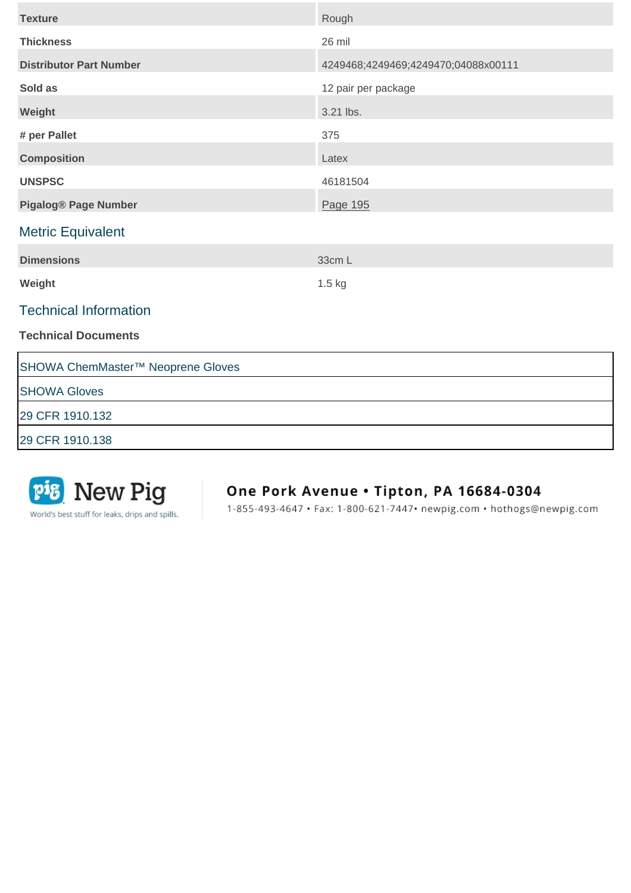| | |
|---|---|
| **Texture** | Rough |
| **Thickness** | 26 mil |
| **Distributor Part Number** | 4249468;4249469;4249470;04088x00111 |
| **Sold as** | 12 pair per package |
| **Weight** | 3.21 lbs. |
| **# per Pallet** | 375 |
| **Composition** | Latex |
| **UNSPSC** | 46181504 |
| **Pigalog® Page Number** | Page 195 |

## Metric Equivalent

| | |
|---|---|
| **Dimensions** | 33cm L |
| **Weight** | 1.5 kg |

## Technical Information

### Technical Documents

| |
|---|
| SHOWA ChemMaster™ Neoprene Gloves |
| SHOWA Gloves |
| 29 CFR 1910.132 |
| 29 CFR 1910.138 |

New Pig
World's best stuff for leaks, drips and spills.

**One Pork Avenue • Tipton, PA 16684-0304**
1-855-493-4647 • Fax: 1-800-621-7447• newpig.com • hothogs@newpig.com